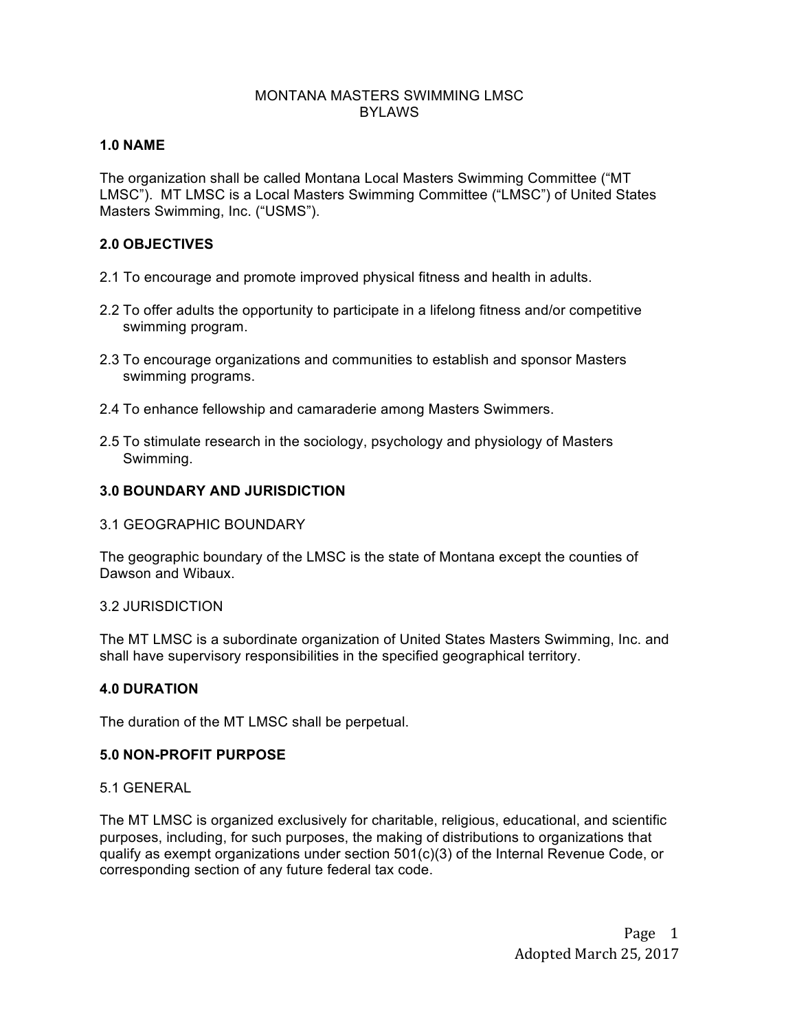# MONTANA MASTERS SWIMMING LMSC
# BYLAWS

## 1.0 NAME

The organization shall be called Montana Local Masters Swimming Committee ("MT LMSC"). MT LMSC is a Local Masters Swimming Committee ("LMSC") of United States Masters Swimming, Inc. ("USMS").

## 2.0 OBJECTIVES

2.1 To encourage and promote improved physical fitness and health in adults.

2.2 To offer adults the opportunity to participate in a lifelong fitness and/or competitive swimming program.

2.3 To encourage organizations and communities to establish and sponsor Masters swimming programs.

2.4 To enhance fellowship and camaraderie among Masters Swimmers.

2.5 To stimulate research in the sociology, psychology and physiology of Masters Swimming.

## 3.0 BOUNDARY AND JURISDICTION

### 3.1 GEOGRAPHIC BOUNDARY

The geographic boundary of the LMSC is the state of Montana except the counties of Dawson and Wibaux.

### 3.2 JURISDICTION

The MT LMSC is a subordinate organization of United States Masters Swimming, Inc. and shall have supervisory responsibilities in the specified geographical territory.

## 4.0 DURATION

The duration of the MT LMSC shall be perpetual.

## 5.0 NON-PROFIT PURPOSE

### 5.1 GENERAL

The MT LMSC is organized exclusively for charitable, religious, educational, and scientific purposes, including, for such purposes, the making of distributions to organizations that qualify as exempt organizations under section 501(c)(3) of the Internal Revenue Code, or corresponding section of any future federal tax code.

Adopted March 25, 2017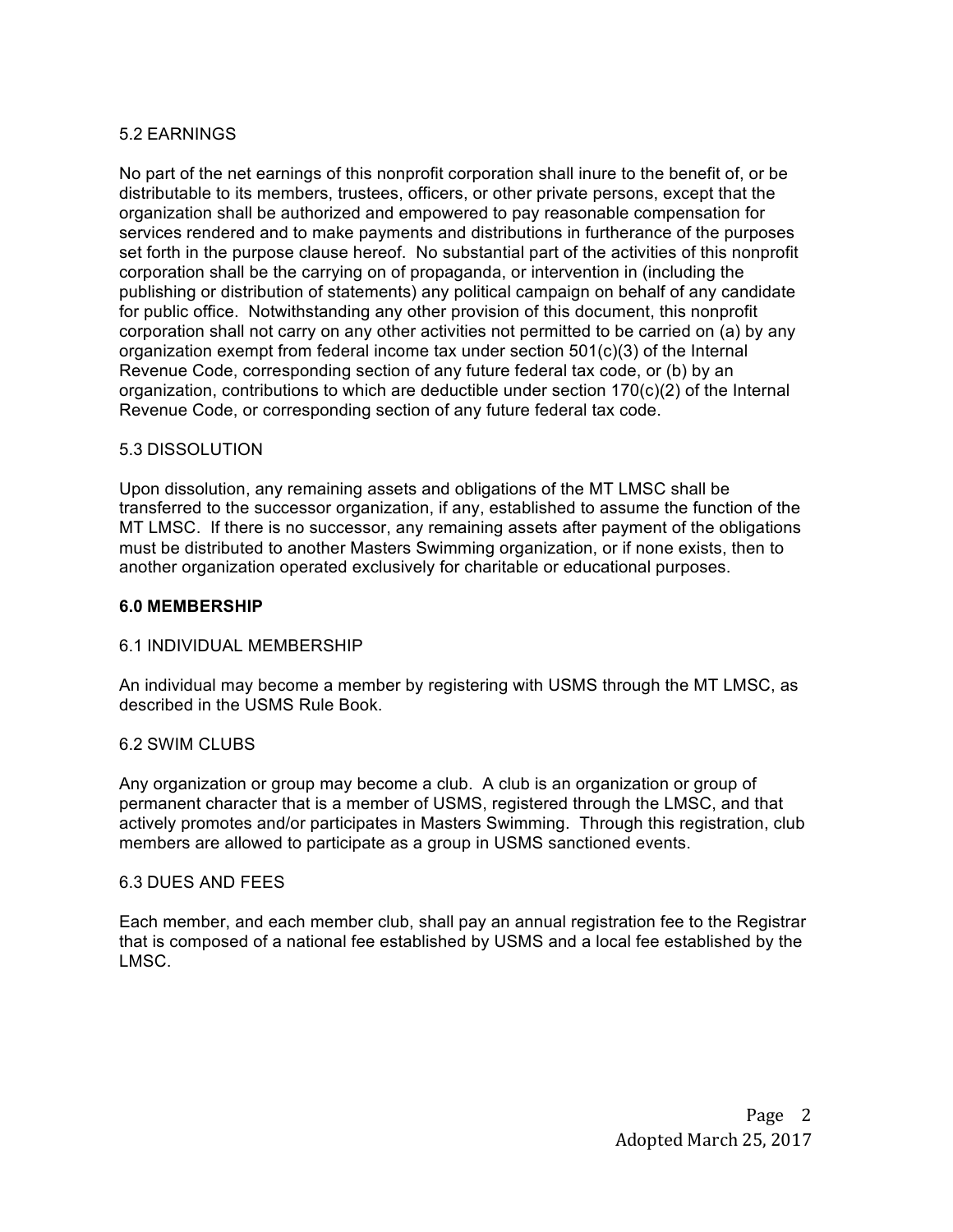### 5.2 EARNINGS

No part of the net earnings of this nonprofit corporation shall inure to the benefit of, or be distributable to its members, trustees, officers, or other private persons, except that the organization shall be authorized and empowered to pay reasonable compensation for services rendered and to make payments and distributions in furtherance of the purposes set forth in the purpose clause hereof. No substantial part of the activities of this nonprofit corporation shall be the carrying on of propaganda, or intervention in (including the publishing or distribution of statements) any political campaign on behalf of any candidate for public office. Notwithstanding any other provision of this document, this nonprofit corporation shall not carry on any other activities not permitted to be carried on (a) by any organization exempt from federal income tax under section 501(c)(3) of the Internal Revenue Code, corresponding section of any future federal tax code, or (b) by an organization, contributions to which are deductible under section 170(c)(2) of the Internal Revenue Code, or corresponding section of any future federal tax code.

### 5.3 DISSOLUTION

Upon dissolution, any remaining assets and obligations of the MT LMSC shall be transferred to the successor organization, if any, established to assume the function of the MT LMSC. If there is no successor, any remaining assets after payment of the obligations must be distributed to another Masters Swimming organization, or if none exists, then to another organization operated exclusively for charitable or educational purposes.

## 6.0 MEMBERSHIP

### 6.1 INDIVIDUAL MEMBERSHIP

An individual may become a member by registering with USMS through the MT LMSC, as described in the USMS Rule Book.

### 6.2 SWIM CLUBS

Any organization or group may become a club. A club is an organization or group of permanent character that is a member of USMS, registered through the LMSC, and that actively promotes and/or participates in Masters Swimming. Through this registration, club members are allowed to participate as a group in USMS sanctioned events.

### 6.3 DUES AND FEES

Each member, and each member club, shall pay an annual registration fee to the Registrar that is composed of a national fee established by USMS and a local fee established by the LMSC.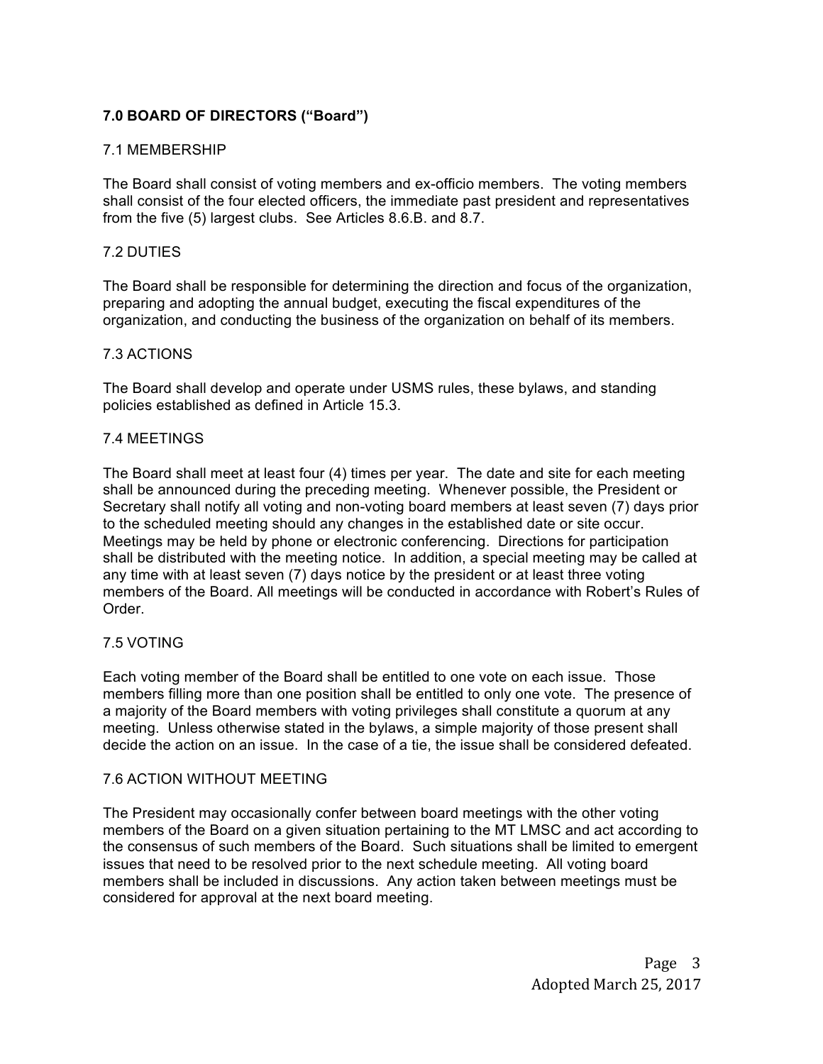## 7.0 BOARD OF DIRECTORS ("Board")

### 7.1 MEMBERSHIP

The Board shall consist of voting members and ex-officio members. The voting members shall consist of the four elected officers, the immediate past president and representatives from the five (5) largest clubs. See Articles 8.6.B. and 8.7.

### 7.2 DUTIES

The Board shall be responsible for determining the direction and focus of the organization, preparing and adopting the annual budget, executing the fiscal expenditures of the organization, and conducting the business of the organization on behalf of its members.

### 7.3 ACTIONS

The Board shall develop and operate under USMS rules, these bylaws, and standing policies established as defined in Article 15.3.

### 7.4 MEETINGS

The Board shall meet at least four (4) times per year. The date and site for each meeting shall be announced during the preceding meeting. Whenever possible, the President or Secretary shall notify all voting and non-voting board members at least seven (7) days prior to the scheduled meeting should any changes in the established date or site occur. Meetings may be held by phone or electronic conferencing. Directions for participation shall be distributed with the meeting notice. In addition, a special meeting may be called at any time with at least seven (7) days notice by the president or at least three voting members of the Board. All meetings will be conducted in accordance with Robert's Rules of Order.

### 7.5 VOTING

Each voting member of the Board shall be entitled to one vote on each issue. Those members filling more than one position shall be entitled to only one vote. The presence of a majority of the Board members with voting privileges shall constitute a quorum at any meeting. Unless otherwise stated in the bylaws, a simple majority of those present shall decide the action on an issue. In the case of a tie, the issue shall be considered defeated.

### 7.6 ACTION WITHOUT MEETING

The President may occasionally confer between board meetings with the other voting members of the Board on a given situation pertaining to the MT LMSC and act according to the consensus of such members of the Board. Such situations shall be limited to emergent issues that need to be resolved prior to the next schedule meeting. All voting board members shall be included in discussions. Any action taken between meetings must be considered for approval at the next board meeting.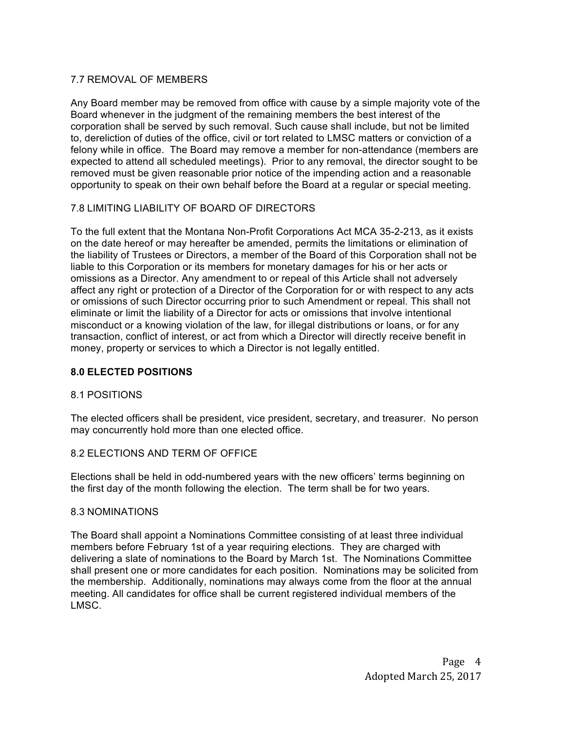### 7.7 REMOVAL OF MEMBERS

Any Board member may be removed from office with cause by a simple majority vote of the Board whenever in the judgment of the remaining members the best interest of the corporation shall be served by such removal. Such cause shall include, but not be limited to, dereliction of duties of the office, civil or tort related to LMSC matters or conviction of a felony while in office. The Board may remove a member for non-attendance (members are expected to attend all scheduled meetings). Prior to any removal, the director sought to be removed must be given reasonable prior notice of the impending action and a reasonable opportunity to speak on their own behalf before the Board at a regular or special meeting.

### 7.8 LIMITING LIABILITY OF BOARD OF DIRECTORS

To the full extent that the Montana Non-Profit Corporations Act MCA 35-2-213, as it exists on the date hereof or may hereafter be amended, permits the limitations or elimination of the liability of Trustees or Directors, a member of the Board of this Corporation shall not be liable to this Corporation or its members for monetary damages for his or her acts or omissions as a Director. Any amendment to or repeal of this Article shall not adversely affect any right or protection of a Director of the Corporation for or with respect to any acts or omissions of such Director occurring prior to such Amendment or repeal. This shall not eliminate or limit the liability of a Director for acts or omissions that involve intentional misconduct or a knowing violation of the law, for illegal distributions or loans, or for any transaction, conflict of interest, or act from which a Director will directly receive benefit in money, property or services to which a Director is not legally entitled.

## 8.0 ELECTED POSITIONS

### 8.1 POSITIONS

The elected officers shall be president, vice president, secretary, and treasurer. No person may concurrently hold more than one elected office.

### 8.2 ELECTIONS AND TERM OF OFFICE

Elections shall be held in odd-numbered years with the new officers' terms beginning on the first day of the month following the election. The term shall be for two years.

### 8.3 NOMINATIONS

The Board shall appoint a Nominations Committee consisting of at least three individual members before February 1st of a year requiring elections. They are charged with delivering a slate of nominations to the Board by March 1st. The Nominations Committee shall present one or more candidates for each position. Nominations may be solicited from the membership. Additionally, nominations may always come from the floor at the annual meeting. All candidates for office shall be current registered individual members of the LMSC.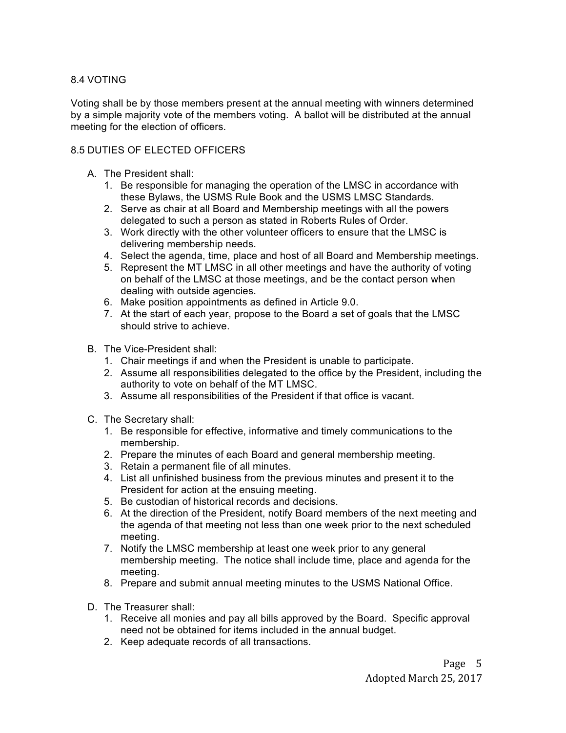### 8.4 VOTING

Voting shall be by those members present at the annual meeting with winners determined by a simple majority vote of the members voting. A ballot will be distributed at the annual meeting for the election of officers.

### 8.5 DUTIES OF ELECTED OFFICERS

A. The President shall:
   1. Be responsible for managing the operation of the LMSC in accordance with these Bylaws, the USMS Rule Book and the USMS LMSC Standards.
   2. Serve as chair at all Board and Membership meetings with all the powers delegated to such a person as stated in Roberts Rules of Order.
   3. Work directly with the other volunteer officers to ensure that the LMSC is delivering membership needs.
   4. Select the agenda, time, place and host of all Board and Membership meetings.
   5. Represent the MT LMSC in all other meetings and have the authority of voting on behalf of the LMSC at those meetings, and be the contact person when dealing with outside agencies.
   6. Make position appointments as defined in Article 9.0.
   7. At the start of each year, propose to the Board a set of goals that the LMSC should strive to achieve.

B. The Vice-President shall:
   1. Chair meetings if and when the President is unable to participate.
   2. Assume all responsibilities delegated to the office by the President, including the authority to vote on behalf of the MT LMSC.
   3. Assume all responsibilities of the President if that office is vacant.

C. The Secretary shall:
   1. Be responsible for effective, informative and timely communications to the membership.
   2. Prepare the minutes of each Board and general membership meeting.
   3. Retain a permanent file of all minutes.
   4. List all unfinished business from the previous minutes and present it to the President for action at the ensuing meeting.
   5. Be custodian of historical records and decisions.
   6. At the direction of the President, notify Board members of the next meeting and the agenda of that meeting not less than one week prior to the next scheduled meeting.
   7. Notify the LMSC membership at least one week prior to any general membership meeting. The notice shall include time, place and agenda for the meeting.
   8. Prepare and submit annual meeting minutes to the USMS National Office.

D. The Treasurer shall:
   1. Receive all monies and pay all bills approved by the Board. Specific approval need not be obtained for items included in the annual budget.
   2. Keep adequate records of all transactions.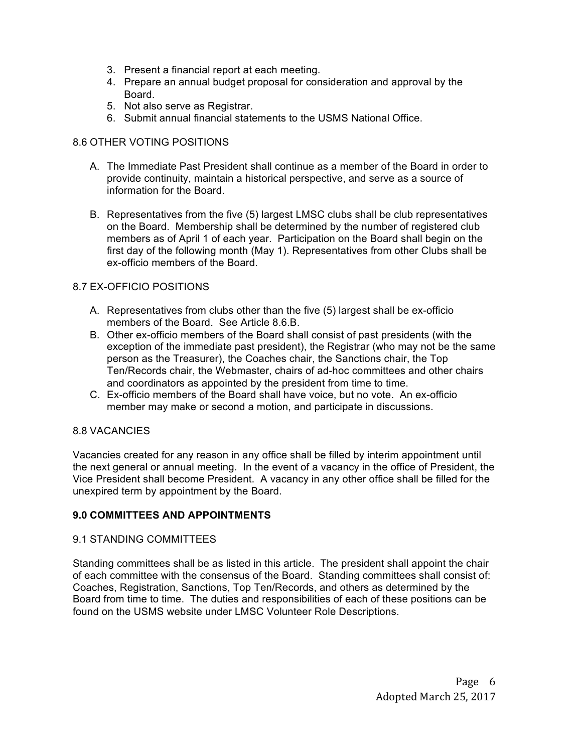3. Present a financial report at each meeting.
4. Prepare an annual budget proposal for consideration and approval by the Board.
5. Not also serve as Registrar.
6. Submit annual financial statements to the USMS National Office.

### 8.6 OTHER VOTING POSITIONS

A. The Immediate Past President shall continue as a member of the Board in order to provide continuity, maintain a historical perspective, and serve as a source of information for the Board.

B. Representatives from the five (5) largest LMSC clubs shall be club representatives on the Board. Membership shall be determined by the number of registered club members as of April 1 of each year. Participation on the Board shall begin on the first day of the following month (May 1). Representatives from other Clubs shall be ex-officio members of the Board.

### 8.7 EX-OFFICIO POSITIONS

A. Representatives from clubs other than the five (5) largest shall be ex-officio members of the Board. See Article 8.6.B.
B. Other ex-officio members of the Board shall consist of past presidents (with the exception of the immediate past president), the Registrar (who may not be the same person as the Treasurer), the Coaches chair, the Sanctions chair, the Top Ten/Records chair, the Webmaster, chairs of ad-hoc committees and other chairs and coordinators as appointed by the president from time to time.
C. Ex-officio members of the Board shall have voice, but no vote. An ex-officio member may make or second a motion, and participate in discussions.

### 8.8 VACANCIES

Vacancies created for any reason in any office shall be filled by interim appointment until the next general or annual meeting. In the event of a vacancy in the office of President, the Vice President shall become President. A vacancy in any other office shall be filled for the unexpired term by appointment by the Board.

## 9.0 COMMITTEES AND APPOINTMENTS

### 9.1 STANDING COMMITTEES

Standing committees shall be as listed in this article. The president shall appoint the chair of each committee with the consensus of the Board. Standing committees shall consist of: Coaches, Registration, Sanctions, Top Ten/Records, and others as determined by the Board from time to time. The duties and responsibilities of each of these positions can be found on the USMS website under LMSC Volunteer Role Descriptions.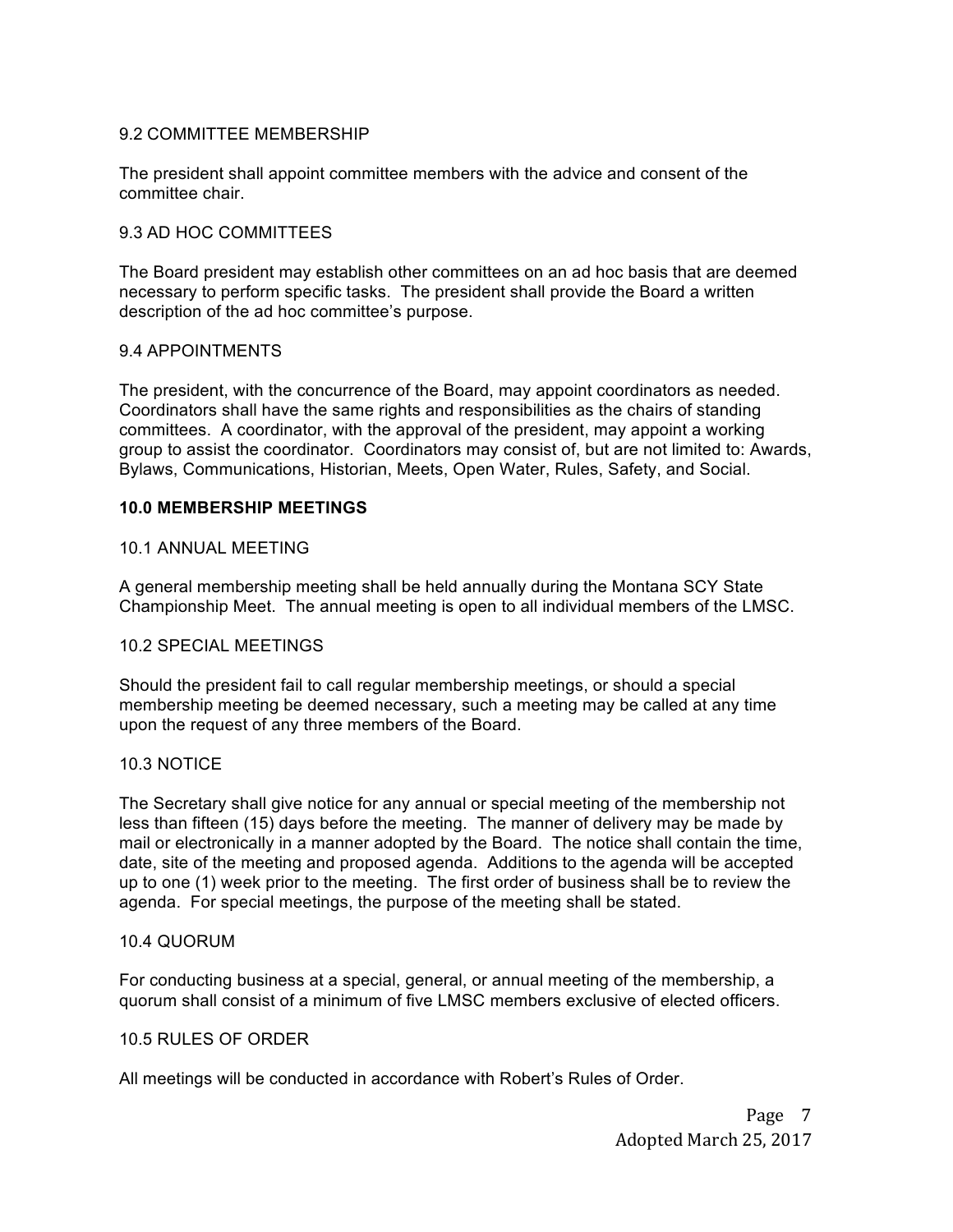### 9.2 COMMITTEE MEMBERSHIP

The president shall appoint committee members with the advice and consent of the committee chair.

### 9.3 AD HOC COMMITTEES

The Board president may establish other committees on an ad hoc basis that are deemed necessary to perform specific tasks. The president shall provide the Board a written description of the ad hoc committee's purpose.

### 9.4 APPOINTMENTS

The president, with the concurrence of the Board, may appoint coordinators as needed. Coordinators shall have the same rights and responsibilities as the chairs of standing committees. A coordinator, with the approval of the president, may appoint a working group to assist the coordinator. Coordinators may consist of, but are not limited to: Awards, Bylaws, Communications, Historian, Meets, Open Water, Rules, Safety, and Social.

## 10.0 MEMBERSHIP MEETINGS

### 10.1 ANNUAL MEETING

A general membership meeting shall be held annually during the Montana SCY State Championship Meet. The annual meeting is open to all individual members of the LMSC.

### 10.2 SPECIAL MEETINGS

Should the president fail to call regular membership meetings, or should a special membership meeting be deemed necessary, such a meeting may be called at any time upon the request of any three members of the Board.

### 10.3 NOTICE

The Secretary shall give notice for any annual or special meeting of the membership not less than fifteen (15) days before the meeting. The manner of delivery may be made by mail or electronically in a manner adopted by the Board. The notice shall contain the time, date, site of the meeting and proposed agenda. Additions to the agenda will be accepted up to one (1) week prior to the meeting. The first order of business shall be to review the agenda. For special meetings, the purpose of the meeting shall be stated.

### 10.4 QUORUM

For conducting business at a special, general, or annual meeting of the membership, a quorum shall consist of a minimum of five LMSC members exclusive of elected officers.

### 10.5 RULES OF ORDER

All meetings will be conducted in accordance with Robert's Rules of Order.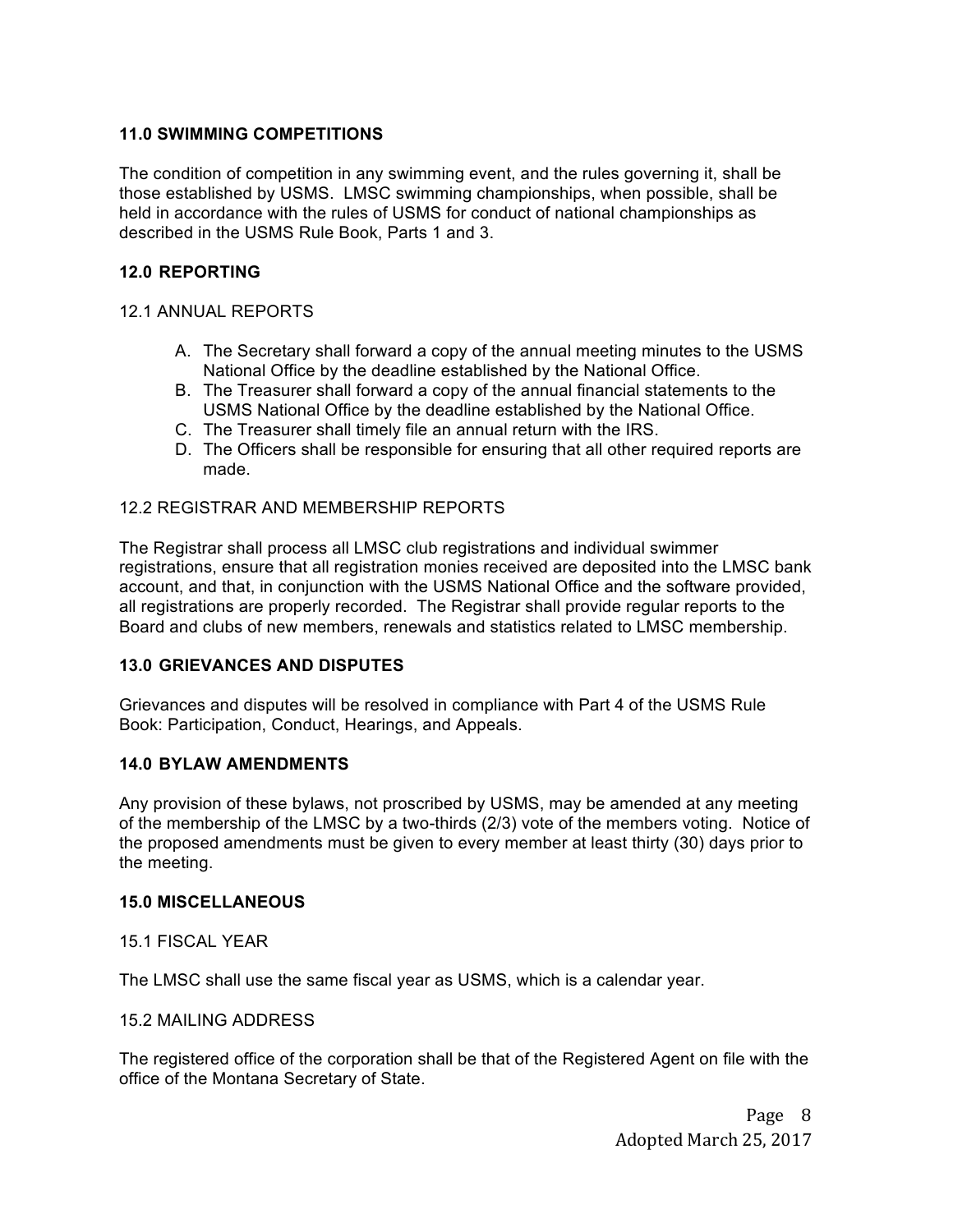## 11.0 SWIMMING COMPETITIONS

The condition of competition in any swimming event, and the rules governing it, shall be those established by USMS. LMSC swimming championships, when possible, shall be held in accordance with the rules of USMS for conduct of national championships as described in the USMS Rule Book, Parts 1 and 3.

## 12.0 REPORTING

### 12.1 ANNUAL REPORTS

A. The Secretary shall forward a copy of the annual meeting minutes to the USMS National Office by the deadline established by the National Office.
B. The Treasurer shall forward a copy of the annual financial statements to the USMS National Office by the deadline established by the National Office.
C. The Treasurer shall timely file an annual return with the IRS.
D. The Officers shall be responsible for ensuring that all other required reports are made.

### 12.2 REGISTRAR AND MEMBERSHIP REPORTS

The Registrar shall process all LMSC club registrations and individual swimmer registrations, ensure that all registration monies received are deposited into the LMSC bank account, and that, in conjunction with the USMS National Office and the software provided, all registrations are properly recorded. The Registrar shall provide regular reports to the Board and clubs of new members, renewals and statistics related to LMSC membership.

## 13.0 GRIEVANCES AND DISPUTES

Grievances and disputes will be resolved in compliance with Part 4 of the USMS Rule Book: Participation, Conduct, Hearings, and Appeals.

## 14.0 BYLAW AMENDMENTS

Any provision of these bylaws, not proscribed by USMS, may be amended at any meeting of the membership of the LMSC by a two-thirds (2/3) vote of the members voting. Notice of the proposed amendments must be given to every member at least thirty (30) days prior to the meeting.

## 15.0 MISCELLANEOUS

### 15.1 FISCAL YEAR

The LMSC shall use the same fiscal year as USMS, which is a calendar year.

### 15.2 MAILING ADDRESS

The registered office of the corporation shall be that of the Registered Agent on file with the office of the Montana Secretary of State.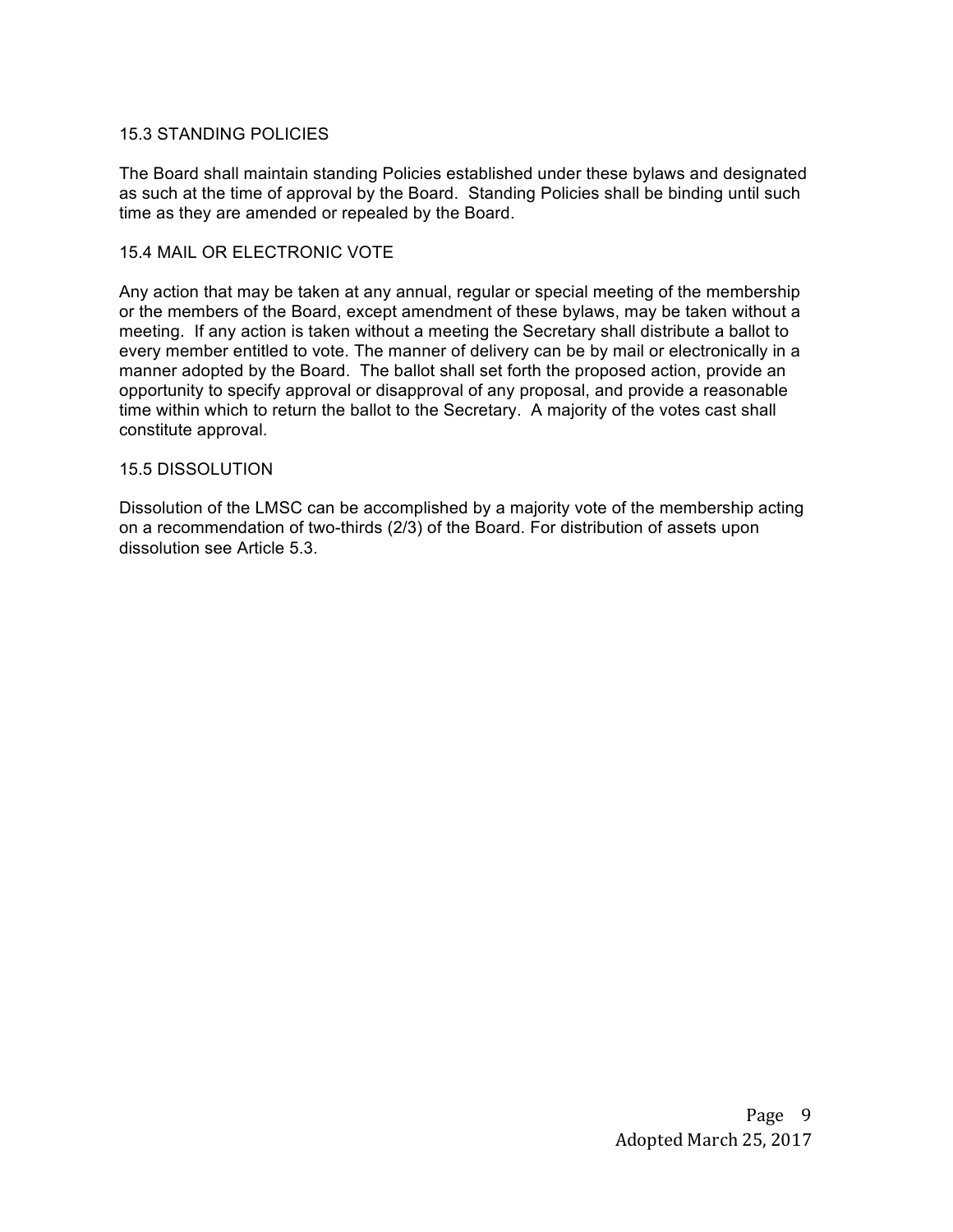### 15.3 STANDING POLICIES

The Board shall maintain standing Policies established under these bylaws and designated as such at the time of approval by the Board. Standing Policies shall be binding until such time as they are amended or repealed by the Board.

### 15.4 MAIL OR ELECTRONIC VOTE

Any action that may be taken at any annual, regular or special meeting of the membership or the members of the Board, except amendment of these bylaws, may be taken without a meeting. If any action is taken without a meeting the Secretary shall distribute a ballot to every member entitled to vote. The manner of delivery can be by mail or electronically in a manner adopted by the Board. The ballot shall set forth the proposed action, provide an opportunity to specify approval or disapproval of any proposal, and provide a reasonable time within which to return the ballot to the Secretary. A majority of the votes cast shall constitute approval.

### 15.5 DISSOLUTION

Dissolution of the LMSC can be accomplished by a majority vote of the membership acting on a recommendation of two-thirds (2/3) of the Board. For distribution of assets upon dissolution see Article 5.3.